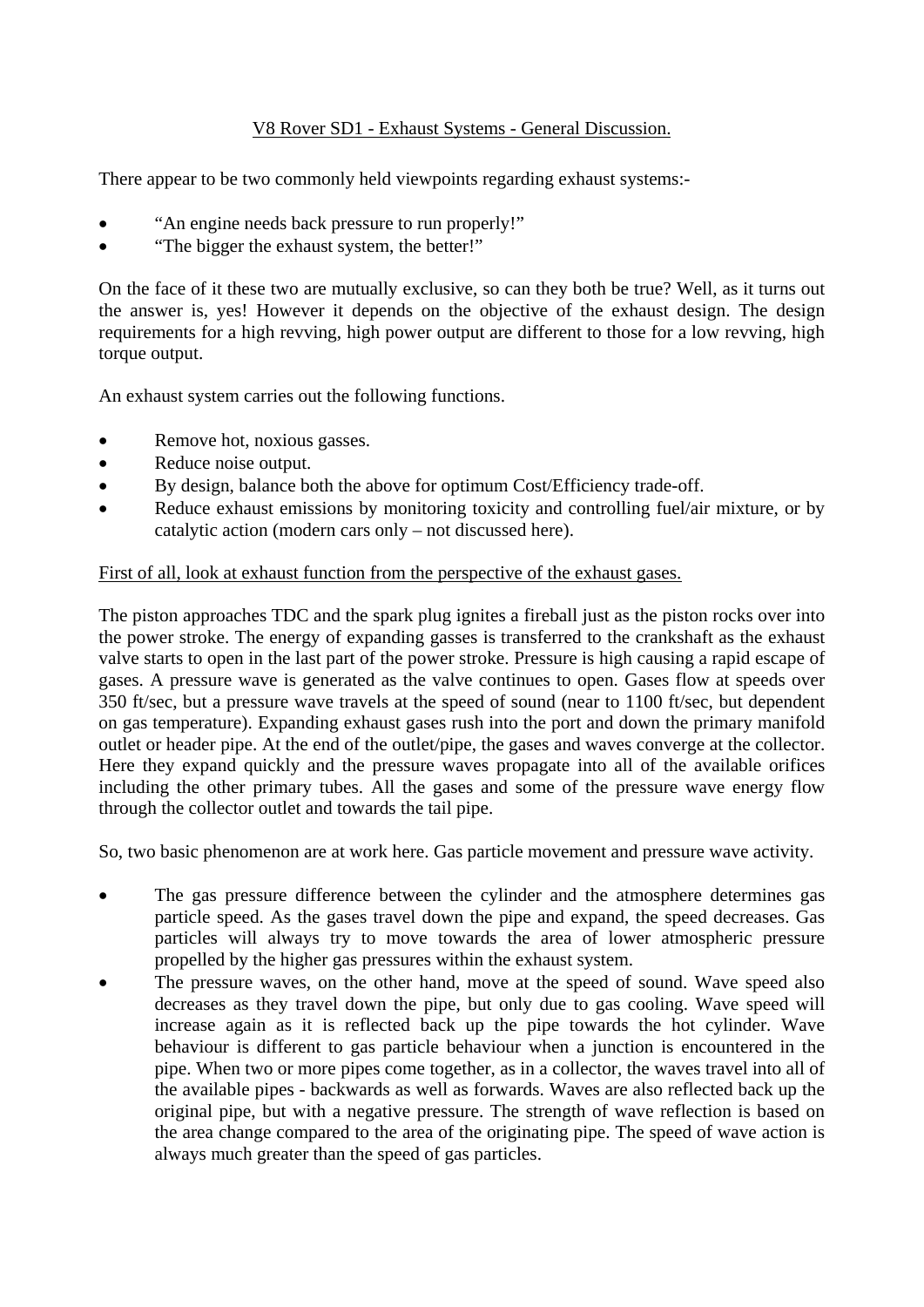# V8 Rover SD1 - Exhaust Systems - General Discussion.

There appear to be two commonly held viewpoints regarding exhaust systems:-

- "An engine needs back pressure to run properly!"
- "The bigger the exhaust system, the better!"

On the face of it these two are mutually exclusive, so can they both be true? Well, as it turns out the answer is, yes! However it depends on the objective of the exhaust design. The design requirements for a high revving, high power output are different to those for a low revving, high torque output.

An exhaust system carries out the following functions.

- Remove hot, noxious gasses.
- Reduce noise output.
- By design, balance both the above for optimum Cost/Efficiency trade-off.
- Reduce exhaust emissions by monitoring toxicity and controlling fuel/air mixture, or by catalytic action (modern cars only – not discussed here).

## First of all, look at exhaust function from the perspective of the exhaust gases.

The piston approaches TDC and the spark plug ignites a fireball just as the piston rocks over into the power stroke. The energy of expanding gasses is transferred to the crankshaft as the exhaust valve starts to open in the last part of the power stroke. Pressure is high causing a rapid escape of gases. A pressure wave is generated as the valve continues to open. Gases flow at speeds over 350 ft/sec, but a pressure wave travels at the speed of sound (near to 1100 ft/sec, but dependent on gas temperature). Expanding exhaust gases rush into the port and down the primary manifold outlet or header pipe. At the end of the outlet/pipe, the gases and waves converge at the collector. Here they expand quickly and the pressure waves propagate into all of the available orifices including the other primary tubes. All the gases and some of the pressure wave energy flow through the collector outlet and towards the tail pipe.

So, two basic phenomenon are at work here. Gas particle movement and pressure wave activity.

- The gas pressure difference between the cylinder and the atmosphere determines gas particle speed. As the gases travel down the pipe and expand, the speed decreases. Gas particles will always try to move towards the area of lower atmospheric pressure propelled by the higher gas pressures within the exhaust system.
- The pressure waves, on the other hand, move at the speed of sound. Wave speed also decreases as they travel down the pipe, but only due to gas cooling. Wave speed will increase again as it is reflected back up the pipe towards the hot cylinder. Wave behaviour is different to gas particle behaviour when a junction is encountered in the pipe. When two or more pipes come together, as in a collector, the waves travel into all of the available pipes - backwards as well as forwards. Waves are also reflected back up the original pipe, but with a negative pressure. The strength of wave reflection is based on the area change compared to the area of the originating pipe. The speed of wave action is always much greater than the speed of gas particles.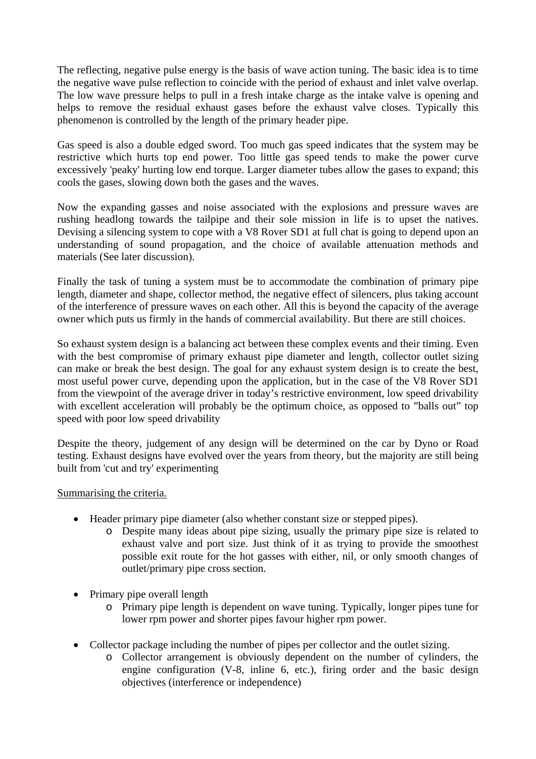The reflecting, negative pulse energy is the basis of wave action tuning. The basic idea is to time the negative wave pulse reflection to coincide with the period of exhaust and inlet valve overlap. The low wave pressure helps to pull in a fresh intake charge as the intake valve is opening and helps to remove the residual exhaust gases before the exhaust valve closes. Typically this phenomenon is controlled by the length of the primary header pipe.

Gas speed is also a double edged sword. Too much gas speed indicates that the system may be restrictive which hurts top end power. Too little gas speed tends to make the power curve excessively 'peaky' hurting low end torque. Larger diameter tubes allow the gases to expand; this cools the gases, slowing down both the gases and the waves.

Now the expanding gasses and noise associated with the explosions and pressure waves are rushing headlong towards the tailpipe and their sole mission in life is to upset the natives. Devising a silencing system to cope with a V8 Rover SD1 at full chat is going to depend upon an understanding of sound propagation, and the choice of available attenuation methods and materials (See later discussion).

Finally the task of tuning a system must be to accommodate the combination of primary pipe length, diameter and shape, collector method, the negative effect of silencers, plus taking account of the interference of pressure waves on each other. All this is beyond the capacity of the average owner which puts us firmly in the hands of commercial availability. But there are still choices.

So exhaust system design is a balancing act between these complex events and their timing. Even with the best compromise of primary exhaust pipe diameter and length, collector outlet sizing can make or break the best design. The goal for any exhaust system design is to create the best, most useful power curve, depending upon the application, but in the case of the V8 Rover SD1 from the viewpoint of the average driver in today's restrictive environment, low speed drivability with excellent acceleration will probably be the optimum choice, as opposed to "balls out" top speed with poor low speed drivability

Despite the theory, judgement of any design will be determined on the car by Dyno or Road testing. Exhaust designs have evolved over the years from theory, but the majority are still being built from 'cut and try' experimenting

<u>Summarising the criteria.</u>

- Header primary pipe diameter (also whether constant size or stepped pipes).
  - Despite many ideas about pipe sizing, usually the primary pipe size is related to exhaust valve and port size. Just think of it as trying to provide the smoothest possible exit route for the hot gasses with either, nil, or only smooth changes of outlet/primary pipe cross section.

- Primary pipe overall length
  - Primary pipe length is dependent on wave tuning. Typically, longer pipes tune for lower rpm power and shorter pipes favour higher rpm power.

- Collector package including the number of pipes per collector and the outlet sizing.
  - Collector arrangement is obviously dependent on the number of cylinders, the engine configuration (V-8, inline 6, etc.), firing order and the basic design objectives (interference or independence)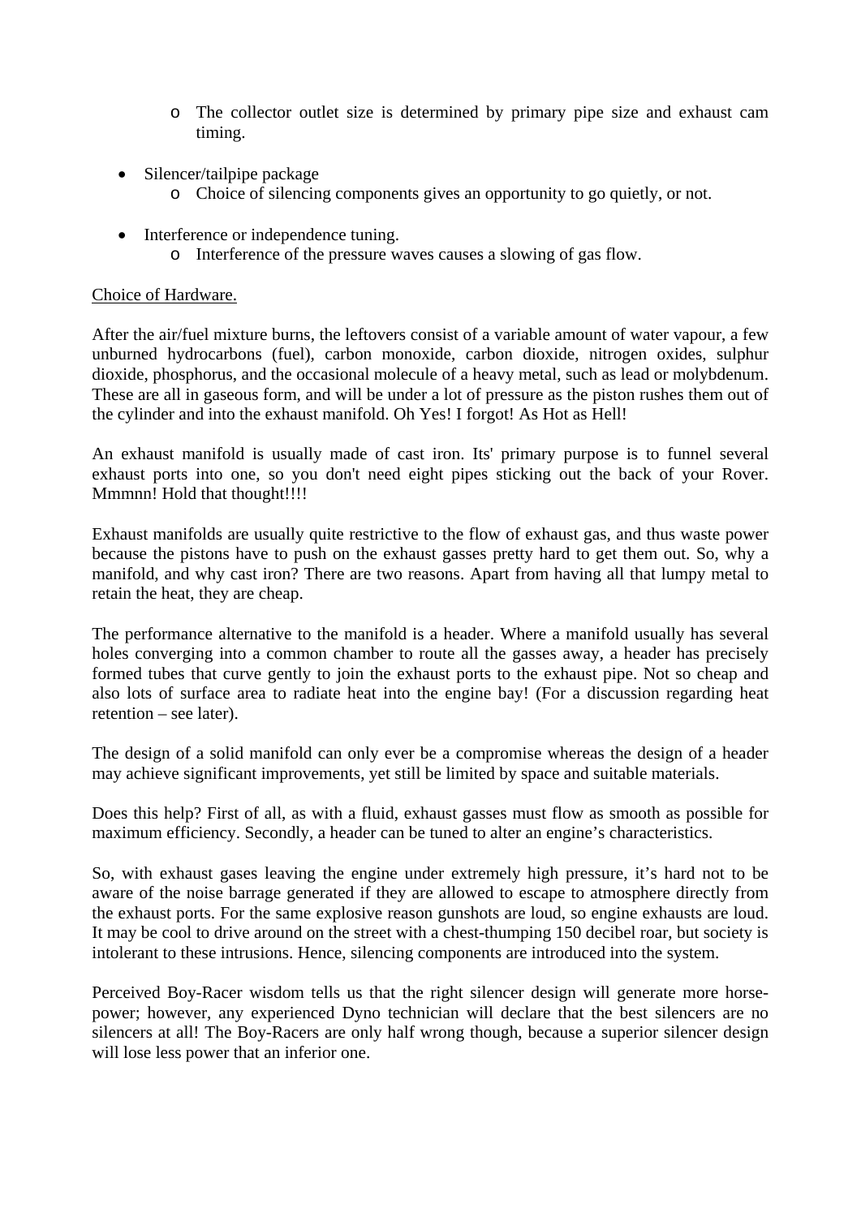- The collector outlet size is determined by primary pipe size and exhaust cam timing.

- Silencer/tailpipe package
    - Choice of silencing components gives an opportunity to go quietly, or not.

- Interference or independence tuning.
    - Interference of the pressure waves causes a slowing of gas flow.

<u>Choice of Hardware.</u>

After the air/fuel mixture burns, the leftovers consist of a variable amount of water vapour, a few unburned hydrocarbons (fuel), carbon monoxide, carbon dioxide, nitrogen oxides, sulphur dioxide, phosphorus, and the occasional molecule of a heavy metal, such as lead or molybdenum. These are all in gaseous form, and will be under a lot of pressure as the piston rushes them out of the cylinder and into the exhaust manifold. Oh Yes! I forgot! As Hot as Hell!

An exhaust manifold is usually made of cast iron. Its' primary purpose is to funnel several exhaust ports into one, so you don't need eight pipes sticking out the back of your Rover. Mmmnn! Hold that thought!!!!

Exhaust manifolds are usually quite restrictive to the flow of exhaust gas, and thus waste power because the pistons have to push on the exhaust gasses pretty hard to get them out. So, why a manifold, and why cast iron? There are two reasons. Apart from having all that lumpy metal to retain the heat, they are cheap.

The performance alternative to the manifold is a header. Where a manifold usually has several holes converging into a common chamber to route all the gasses away, a header has precisely formed tubes that curve gently to join the exhaust ports to the exhaust pipe. Not so cheap and also lots of surface area to radiate heat into the engine bay! (For a discussion regarding heat retention – see later).

The design of a solid manifold can only ever be a compromise whereas the design of a header may achieve significant improvements, yet still be limited by space and suitable materials.

Does this help? First of all, as with a fluid, exhaust gasses must flow as smooth as possible for maximum efficiency. Secondly, a header can be tuned to alter an engine's characteristics.

So, with exhaust gases leaving the engine under extremely high pressure, it's hard not to be aware of the noise barrage generated if they are allowed to escape to atmosphere directly from the exhaust ports. For the same explosive reason gunshots are loud, so engine exhausts are loud. It may be cool to drive around on the street with a chest-thumping 150 decibel roar, but society is intolerant to these intrusions. Hence, silencing components are introduced into the system.

Perceived Boy-Racer wisdom tells us that the right silencer design will generate more horse-power; however, any experienced Dyno technician will declare that the best silencers are no silencers at all! The Boy-Racers are only half wrong though, because a superior silencer design will lose less power that an inferior one.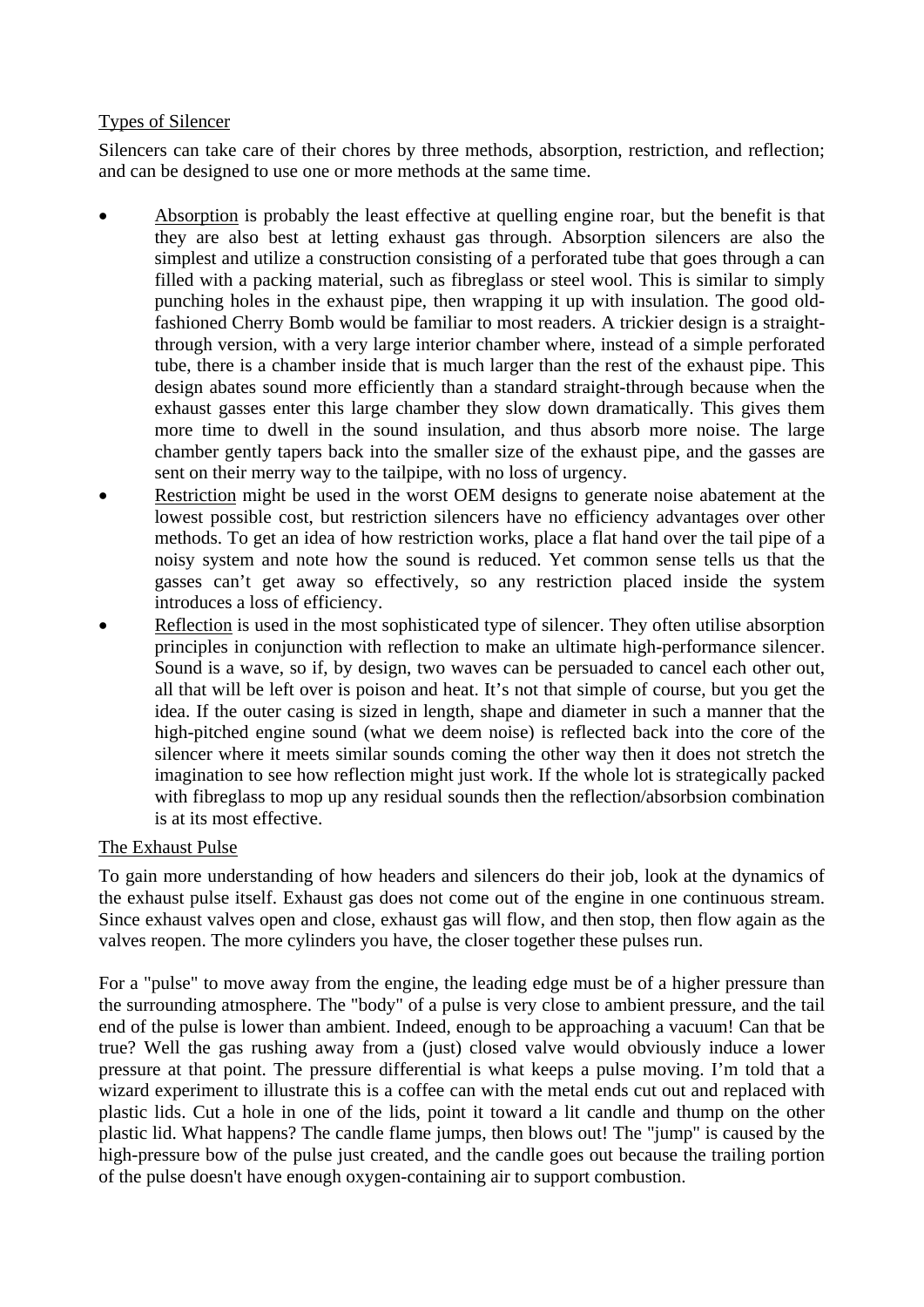## Types of Silencer

Silencers can take care of their chores by three methods, absorption, restriction, and reflection; and can be designed to use one or more methods at the same time.

- Absorption is probably the least effective at quelling engine roar, but the benefit is that they are also best at letting exhaust gas through. Absorption silencers are also the simplest and utilize a construction consisting of a perforated tube that goes through a can filled with a packing material, such as fibreglass or steel wool. This is similar to simply punching holes in the exhaust pipe, then wrapping it up with insulation. The good old-fashioned Cherry Bomb would be familiar to most readers. A trickier design is a straight-through version, with a very large interior chamber where, instead of a simple perforated tube, there is a chamber inside that is much larger than the rest of the exhaust pipe. This design abates sound more efficiently than a standard straight-through because when the exhaust gasses enter this large chamber they slow down dramatically. This gives them more time to dwell in the sound insulation, and thus absorb more noise. The large chamber gently tapers back into the smaller size of the exhaust pipe, and the gasses are sent on their merry way to the tailpipe, with no loss of urgency.
- Restriction might be used in the worst OEM designs to generate noise abatement at the lowest possible cost, but restriction silencers have no efficiency advantages over other methods. To get an idea of how restriction works, place a flat hand over the tail pipe of a noisy system and note how the sound is reduced. Yet common sense tells us that the gasses can't get away so effectively, so any restriction placed inside the system introduces a loss of efficiency.
- Reflection is used in the most sophisticated type of silencer. They often utilise absorption principles in conjunction with reflection to make an ultimate high-performance silencer. Sound is a wave, so if, by design, two waves can be persuaded to cancel each other out, all that will be left over is poison and heat. It's not that simple of course, but you get the idea. If the outer casing is sized in length, shape and diameter in such a manner that the high-pitched engine sound (what we deem noise) is reflected back into the core of the silencer where it meets similar sounds coming the other way then it does not stretch the imagination to see how reflection might just work. If the whole lot is strategically packed with fibreglass to mop up any residual sounds then the reflection/absorbsion combination is at its most effective.

## The Exhaust Pulse

To gain more understanding of how headers and silencers do their job, look at the dynamics of the exhaust pulse itself. Exhaust gas does not come out of the engine in one continuous stream. Since exhaust valves open and close, exhaust gas will flow, and then stop, then flow again as the valves reopen. The more cylinders you have, the closer together these pulses run.

For a "pulse" to move away from the engine, the leading edge must be of a higher pressure than the surrounding atmosphere. The "body" of a pulse is very close to ambient pressure, and the tail end of the pulse is lower than ambient. Indeed, enough to be approaching a vacuum! Can that be true? Well the gas rushing away from a (just) closed valve would obviously induce a lower pressure at that point. The pressure differential is what keeps a pulse moving. I'm told that a wizard experiment to illustrate this is a coffee can with the metal ends cut out and replaced with plastic lids. Cut a hole in one of the lids, point it toward a lit candle and thump on the other plastic lid. What happens? The candle flame jumps, then blows out! The "jump" is caused by the high-pressure bow of the pulse just created, and the candle goes out because the trailing portion of the pulse doesn't have enough oxygen-containing air to support combustion.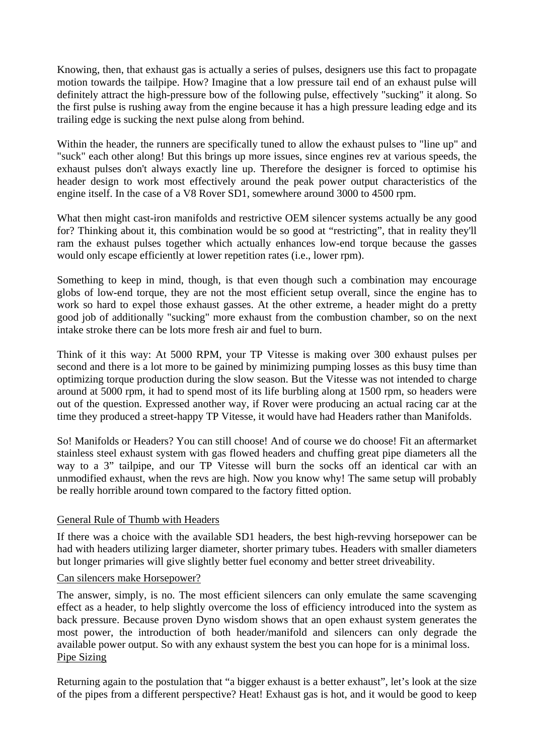Knowing, then, that exhaust gas is actually a series of pulses, designers use this fact to propagate motion towards the tailpipe. How? Imagine that a low pressure tail end of an exhaust pulse will definitely attract the high-pressure bow of the following pulse, effectively "sucking" it along. So the first pulse is rushing away from the engine because it has a high pressure leading edge and its trailing edge is sucking the next pulse along from behind.

Within the header, the runners are specifically tuned to allow the exhaust pulses to "line up" and "suck" each other along! But this brings up more issues, since engines rev at various speeds, the exhaust pulses don't always exactly line up. Therefore the designer is forced to optimise his header design to work most effectively around the peak power output characteristics of the engine itself. In the case of a V8 Rover SD1, somewhere around 3000 to 4500 rpm.

What then might cast-iron manifolds and restrictive OEM silencer systems actually be any good for? Thinking about it, this combination would be so good at "restricting", that in reality they'll ram the exhaust pulses together which actually enhances low-end torque because the gasses would only escape efficiently at lower repetition rates (i.e., lower rpm).

Something to keep in mind, though, is that even though such a combination may encourage globs of low-end torque, they are not the most efficient setup overall, since the engine has to work so hard to expel those exhaust gasses. At the other extreme, a header might do a pretty good job of additionally "sucking" more exhaust from the combustion chamber, so on the next intake stroke there can be lots more fresh air and fuel to burn.

Think of it this way: At 5000 RPM, your TP Vitesse is making over 300 exhaust pulses per second and there is a lot more to be gained by minimizing pumping losses as this busy time than optimizing torque production during the slow season. But the Vitesse was not intended to charge around at 5000 rpm, it had to spend most of its life burbling along at 1500 rpm, so headers were out of the question. Expressed another way, if Rover were producing an actual racing car at the time they produced a street-happy TP Vitesse, it would have had Headers rather than Manifolds.

So! Manifolds or Headers? You can still choose! And of course we do choose! Fit an aftermarket stainless steel exhaust system with gas flowed headers and chuffing great pipe diameters all the way to a 3" tailpipe, and our TP Vitesse will burn the socks off an identical car with an unmodified exhaust, when the revs are high. Now you know why! The same setup will probably be really horrible around town compared to the factory fitted option.

## General Rule of Thumb with Headers

If there was a choice with the available SD1 headers, the best high-revving horsepower can be had with headers utilizing larger diameter, shorter primary tubes. Headers with smaller diameters but longer primaries will give slightly better fuel economy and better street driveability.

## Can silencers make Horsepower?

The answer, simply, is no. The most efficient silencers can only emulate the same scavenging effect as a header, to help slightly overcome the loss of efficiency introduced into the system as back pressure. Because proven Dyno wisdom shows that an open exhaust system generates the most power, the introduction of both header/manifold and silencers can only degrade the available power output. So with any exhaust system the best you can hope for is a minimal loss.

## Pipe Sizing

Returning again to the postulation that "a bigger exhaust is a better exhaust", let's look at the size of the pipes from a different perspective? Heat! Exhaust gas is hot, and it would be good to keep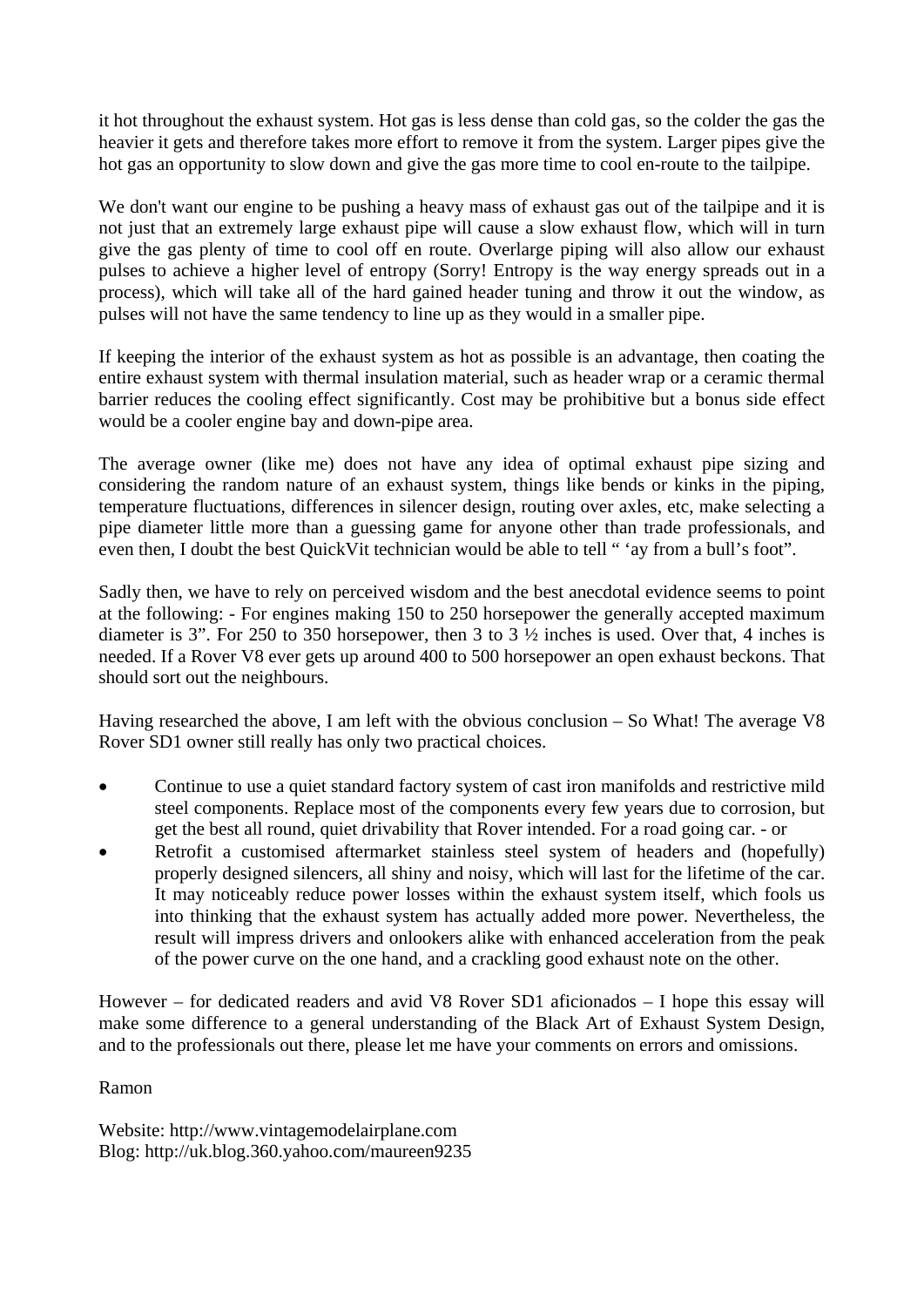it hot throughout the exhaust system. Hot gas is less dense than cold gas, so the colder the gas the heavier it gets and therefore takes more effort to remove it from the system. Larger pipes give the hot gas an opportunity to slow down and give the gas more time to cool en-route to the tailpipe.

We don't want our engine to be pushing a heavy mass of exhaust gas out of the tailpipe and it is not just that an extremely large exhaust pipe will cause a slow exhaust flow, which will in turn give the gas plenty of time to cool off en route. Overlarge piping will also allow our exhaust pulses to achieve a higher level of entropy (Sorry! Entropy is the way energy spreads out in a process), which will take all of the hard gained header tuning and throw it out the window, as pulses will not have the same tendency to line up as they would in a smaller pipe.

If keeping the interior of the exhaust system as hot as possible is an advantage, then coating the entire exhaust system with thermal insulation material, such as header wrap or a ceramic thermal barrier reduces the cooling effect significantly. Cost may be prohibitive but a bonus side effect would be a cooler engine bay and down-pipe area.

The average owner (like me) does not have any idea of optimal exhaust pipe sizing and considering the random nature of an exhaust system, things like bends or kinks in the piping, temperature fluctuations, differences in silencer design, routing over axles, etc, make selecting a pipe diameter little more than a guessing game for anyone other than trade professionals, and even then, I doubt the best QuickVit technician would be able to tell " 'ay from a bull's foot".

Sadly then, we have to rely on perceived wisdom and the best anecdotal evidence seems to point at the following: - For engines making 150 to 250 horsepower the generally accepted maximum diameter is 3". For 250 to 350 horsepower, then 3 to 3 ½ inches is used. Over that, 4 inches is needed. If a Rover V8 ever gets up around 400 to 500 horsepower an open exhaust beckons. That should sort out the neighbours.

Having researched the above, I am left with the obvious conclusion – So What! The average V8 Rover SD1 owner still really has only two practical choices.

- Continue to use a quiet standard factory system of cast iron manifolds and restrictive mild steel components. Replace most of the components every few years due to corrosion, but get the best all round, quiet drivability that Rover intended. For a road going car. - or
- Retrofit a customised aftermarket stainless steel system of headers and (hopefully) properly designed silencers, all shiny and noisy, which will last for the lifetime of the car. It may noticeably reduce power losses within the exhaust system itself, which fools us into thinking that the exhaust system has actually added more power. Nevertheless, the result will impress drivers and onlookers alike with enhanced acceleration from the peak of the power curve on the one hand, and a crackling good exhaust note on the other.

However – for dedicated readers and avid V8 Rover SD1 aficionados – I hope this essay will make some difference to a general understanding of the Black Art of Exhaust System Design, and to the professionals out there, please let me have your comments on errors and omissions.

Ramon

Website: http://www.vintagemodelairplane.com
Blog: http://uk.blog.360.yahoo.com/maureen9235